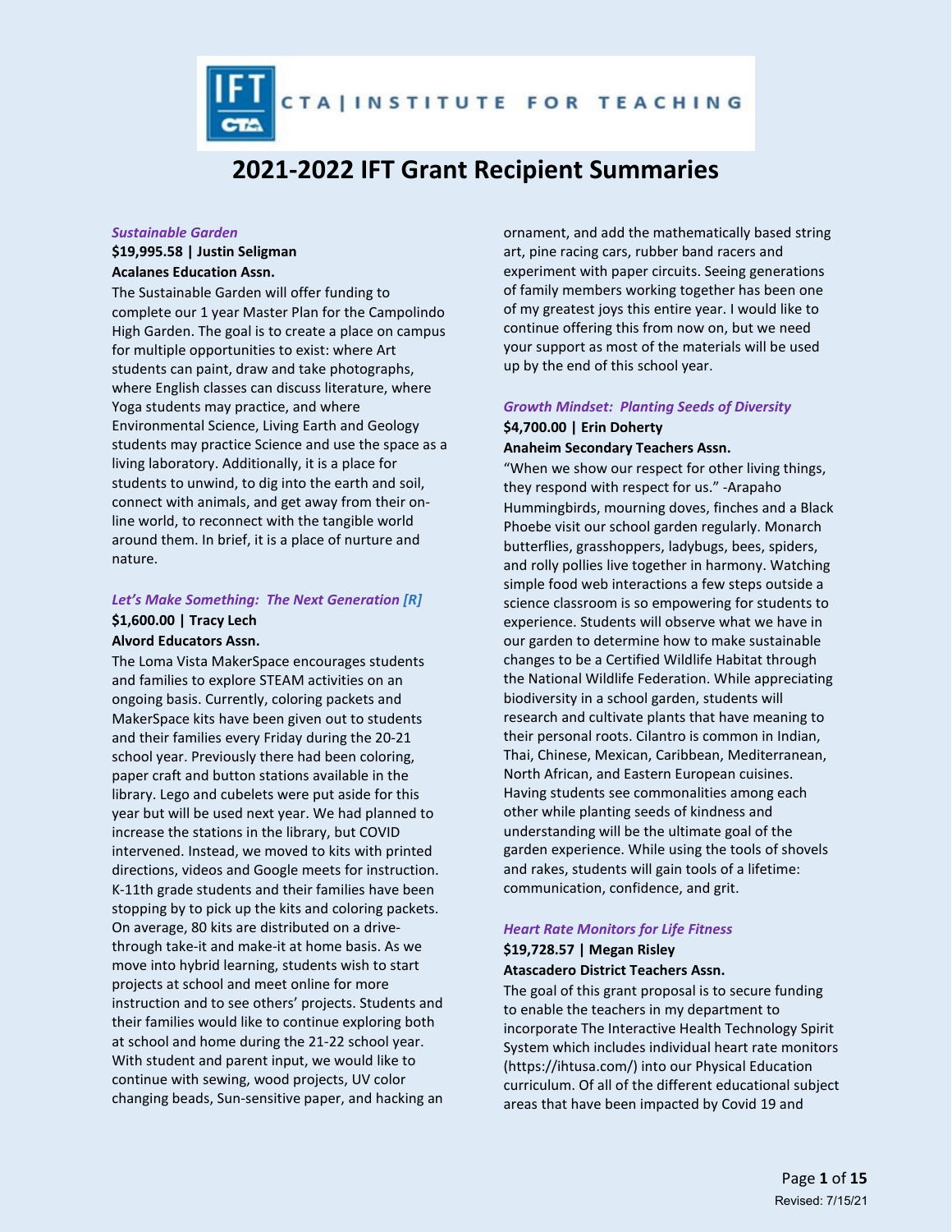CTA | INSTITUTE FOR TEACHING

# 2021-2022 IFT Grant Recipient Summaries

### *Sustainable Garden*

**$19,995.58 | Justin Seligman**
**Acalanes Education Assn.**

The Sustainable Garden will offer funding to complete our 1 year Master Plan for the Campolindo High Garden. The goal is to create a place on campus for multiple opportunities to exist: where Art students can paint, draw and take photographs, where English classes can discuss literature, where Yoga students may practice, and where Environmental Science, Living Earth and Geology students may practice Science and use the space as a living laboratory. Additionally, it is a place for students to unwind, to dig into the earth and soil, connect with animals, and get away from their on-line world, to reconnect with the tangible world around them. In brief, it is a place of nurture and nature.

### *Let's Make Something: The Next Generation [R]*

**$1,600.00 | Tracy Lech**
**Alvord Educators Assn.**

The Loma Vista MakerSpace encourages students and families to explore STEAM activities on an ongoing basis. Currently, coloring packets and MakerSpace kits have been given out to students and their families every Friday during the 20-21 school year. Previously there had been coloring, paper craft and button stations available in the library. Lego and cubelets were put aside for this year but will be used next year. We had planned to increase the stations in the library, but COVID intervened. Instead, we moved to kits with printed directions, videos and Google meets for instruction. K-11th grade students and their families have been stopping by to pick up the kits and coloring packets. On average, 80 kits are distributed on a drive-through take-it and make-it at home basis. As we move into hybrid learning, students wish to start projects at school and meet online for more instruction and to see others' projects. Students and their families would like to continue exploring both at school and home during the 21-22 school year. With student and parent input, we would like to continue with sewing, wood projects, UV color changing beads, Sun-sensitive paper, and hacking an ornament, and add the mathematically based string art, pine racing cars, rubber band racers and experiment with paper circuits. Seeing generations of family members working together has been one of my greatest joys this entire year. I would like to continue offering this from now on, but we need your support as most of the materials will be used up by the end of this school year.

### *Growth Mindset: Planting Seeds of Diversity*

**$4,700.00 | Erin Doherty**
**Anaheim Secondary Teachers Assn.**

"When we show our respect for other living things, they respond with respect for us." -Arapaho Hummingbirds, mourning doves, finches and a Black Phoebe visit our school garden regularly. Monarch butterflies, grasshoppers, ladybugs, bees, spiders, and rolly pollies live together in harmony. Watching simple food web interactions a few steps outside a science classroom is so empowering for students to experience. Students will observe what we have in our garden to determine how to make sustainable changes to be a Certified Wildlife Habitat through the National Wildlife Federation. While appreciating biodiversity in a school garden, students will research and cultivate plants that have meaning to their personal roots. Cilantro is common in Indian, Thai, Chinese, Mexican, Caribbean, Mediterranean, North African, and Eastern European cuisines. Having students see commonalities among each other while planting seeds of kindness and understanding will be the ultimate goal of the garden experience. While using the tools of shovels and rakes, students will gain tools of a lifetime: communication, confidence, and grit.

### *Heart Rate Monitors for Life Fitness*

**$19,728.57 | Megan Risley**
**Atascadero District Teachers Assn.**

The goal of this grant proposal is to secure funding to enable the teachers in my department to incorporate The Interactive Health Technology Spirit System which includes individual heart rate monitors (https://ihtusa.com/) into our Physical Education curriculum. Of all of the different educational subject areas that have been impacted by Covid 19 and

Revised: 7/15/21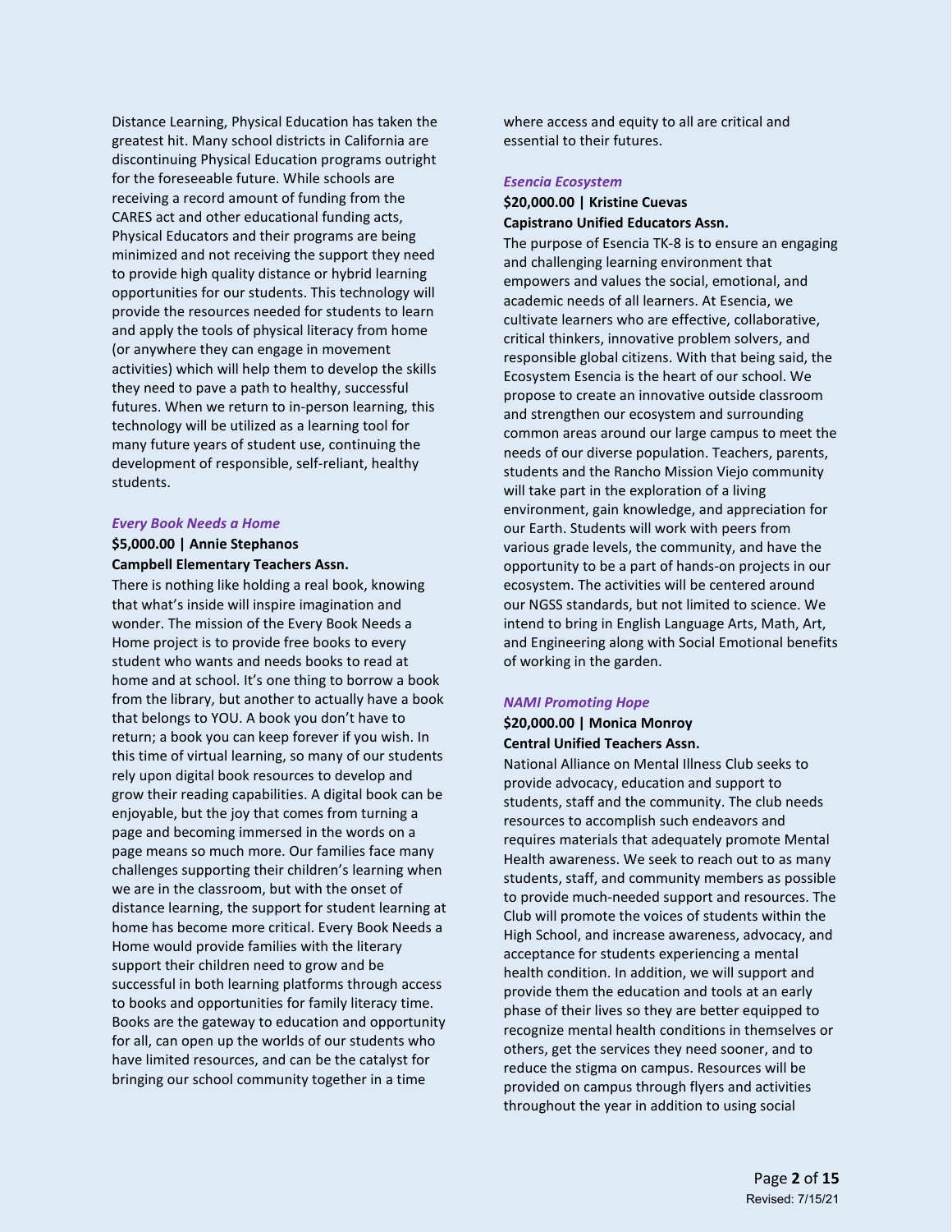Distance Learning, Physical Education has taken the greatest hit. Many school districts in California are discontinuing Physical Education programs outright for the foreseeable future. While schools are receiving a record amount of funding from the CARES act and other educational funding acts, Physical Educators and their programs are being minimized and not receiving the support they need to provide high quality distance or hybrid learning opportunities for our students. This technology will provide the resources needed for students to learn and apply the tools of physical literacy from home (or anywhere they can engage in movement activities) which will help them to develop the skills they need to pave a path to healthy, successful futures. When we return to in-person learning, this technology will be utilized as a learning tool for many future years of student use, continuing the development of responsible, self-reliant, healthy students.

### *Every Book Needs a Home*

**$5,000.00 | Annie Stephanos**
**Campbell Elementary Teachers Assn.**

There is nothing like holding a real book, knowing that what's inside will inspire imagination and wonder. The mission of the Every Book Needs a Home project is to provide free books to every student who wants and needs books to read at home and at school. It's one thing to borrow a book from the library, but another to actually have a book that belongs to YOU. A book you don't have to return; a book you can keep forever if you wish. In this time of virtual learning, so many of our students rely upon digital book resources to develop and grow their reading capabilities. A digital book can be enjoyable, but the joy that comes from turning a page and becoming immersed in the words on a page means so much more. Our families face many challenges supporting their children's learning when we are in the classroom, but with the onset of distance learning, the support for student learning at home has become more critical. Every Book Needs a Home would provide families with the literary support their children need to grow and be successful in both learning platforms through access to books and opportunities for family literacy time. Books are the gateway to education and opportunity for all, can open up the worlds of our students who have limited resources, and can be the catalyst for bringing our school community together in a time where access and equity to all are critical and essential to their futures.

### *Esencia Ecosystem*

**$20,000.00 | Kristine Cuevas**
**Capistrano Unified Educators Assn.**

The purpose of Esencia TK-8 is to ensure an engaging and challenging learning environment that empowers and values the social, emotional, and academic needs of all learners. At Esencia, we cultivate learners who are effective, collaborative, critical thinkers, innovative problem solvers, and responsible global citizens. With that being said, the Ecosystem Esencia is the heart of our school. We propose to create an innovative outside classroom and strengthen our ecosystem and surrounding common areas around our large campus to meet the needs of our diverse population. Teachers, parents, students and the Rancho Mission Viejo community will take part in the exploration of a living environment, gain knowledge, and appreciation for our Earth. Students will work with peers from various grade levels, the community, and have the opportunity to be a part of hands-on projects in our ecosystem. The activities will be centered around our NGSS standards, but not limited to science. We intend to bring in English Language Arts, Math, Art, and Engineering along with Social Emotional benefits of working in the garden.

### *NAMI Promoting Hope*

**$20,000.00 | Monica Monroy**
**Central Unified Teachers Assn.**

National Alliance on Mental Illness Club seeks to provide advocacy, education and support to students, staff and the community. The club needs resources to accomplish such endeavors and requires materials that adequately promote Mental Health awareness. We seek to reach out to as many students, staff, and community members as possible to provide much-needed support and resources. The Club will promote the voices of students within the High School, and increase awareness, advocacy, and acceptance for students experiencing a mental health condition. In addition, we will support and provide them the education and tools at an early phase of their lives so they are better equipped to recognize mental health conditions in themselves or others, get the services they need sooner, and to reduce the stigma on campus. Resources will be provided on campus through flyers and activities throughout the year in addition to using social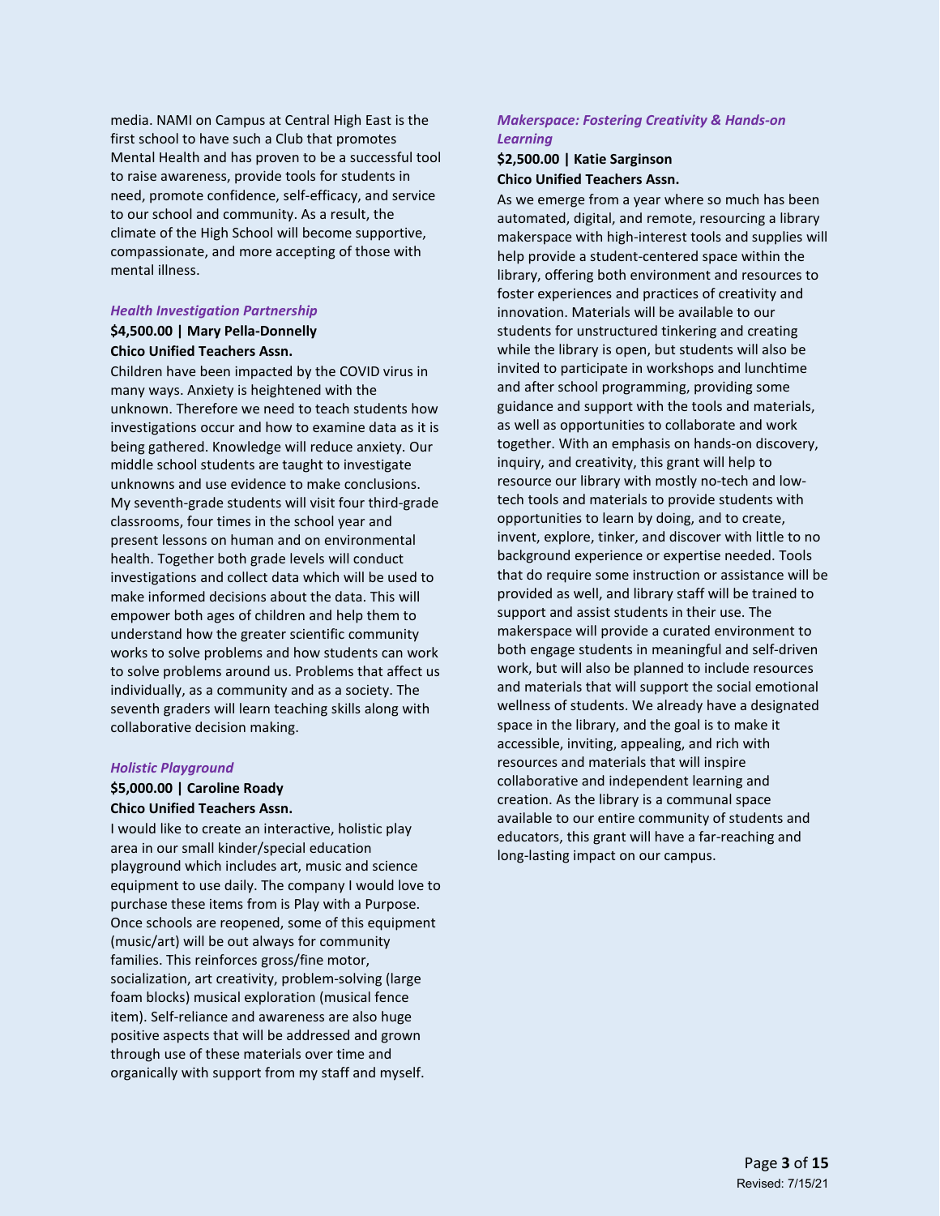media. NAMI on Campus at Central High East is the first school to have such a Club that promotes Mental Health and has proven to be a successful tool to raise awareness, provide tools for students in need, promote confidence, self-efficacy, and service to our school and community. As a result, the climate of the High School will become supportive, compassionate, and more accepting of those with mental illness.

### *Health Investigation Partnership*

**$4,500.00 | Mary Pella-Donnelly**
**Chico Unified Teachers Assn.**

Children have been impacted by the COVID virus in many ways. Anxiety is heightened with the unknown. Therefore we need to teach students how investigations occur and how to examine data as it is being gathered. Knowledge will reduce anxiety. Our middle school students are taught to investigate unknowns and use evidence to make conclusions. My seventh-grade students will visit four third-grade classrooms, four times in the school year and present lessons on human and on environmental health. Together both grade levels will conduct investigations and collect data which will be used to make informed decisions about the data. This will empower both ages of children and help them to understand how the greater scientific community works to solve problems and how students can work to solve problems around us. Problems that affect us individually, as a community and as a society. The seventh graders will learn teaching skills along with collaborative decision making.

### *Holistic Playground*

**$5,000.00 | Caroline Roady**
**Chico Unified Teachers Assn.**

I would like to create an interactive, holistic play area in our small kinder/special education playground which includes art, music and science equipment to use daily. The company I would love to purchase these items from is Play with a Purpose. Once schools are reopened, some of this equipment (music/art) will be out always for community families. This reinforces gross/fine motor, socialization, art creativity, problem-solving (large foam blocks) musical exploration (musical fence item). Self-reliance and awareness are also huge positive aspects that will be addressed and grown through use of these materials over time and organically with support from my staff and myself.

### *Makerspace: Fostering Creativity & Hands-on Learning*

**$2,500.00 | Katie Sarginson**
**Chico Unified Teachers Assn.**

As we emerge from a year where so much has been automated, digital, and remote, resourcing a library makerspace with high-interest tools and supplies will help provide a student-centered space within the library, offering both environment and resources to foster experiences and practices of creativity and innovation. Materials will be available to our students for unstructured tinkering and creating while the library is open, but students will also be invited to participate in workshops and lunchtime and after school programming, providing some guidance and support with the tools and materials, as well as opportunities to collaborate and work together. With an emphasis on hands-on discovery, inquiry, and creativity, this grant will help to resource our library with mostly no-tech and low-tech tools and materials to provide students with opportunities to learn by doing, and to create, invent, explore, tinker, and discover with little to no background experience or expertise needed. Tools that do require some instruction or assistance will be provided as well, and library staff will be trained to support and assist students in their use. The makerspace will provide a curated environment to both engage students in meaningful and self-driven work, but will also be planned to include resources and materials that will support the social emotional wellness of students. We already have a designated space in the library, and the goal is to make it accessible, inviting, appealing, and rich with resources and materials that will inspire collaborative and independent learning and creation. As the library is a communal space available to our entire community of students and educators, this grant will have a far-reaching and long-lasting impact on our campus.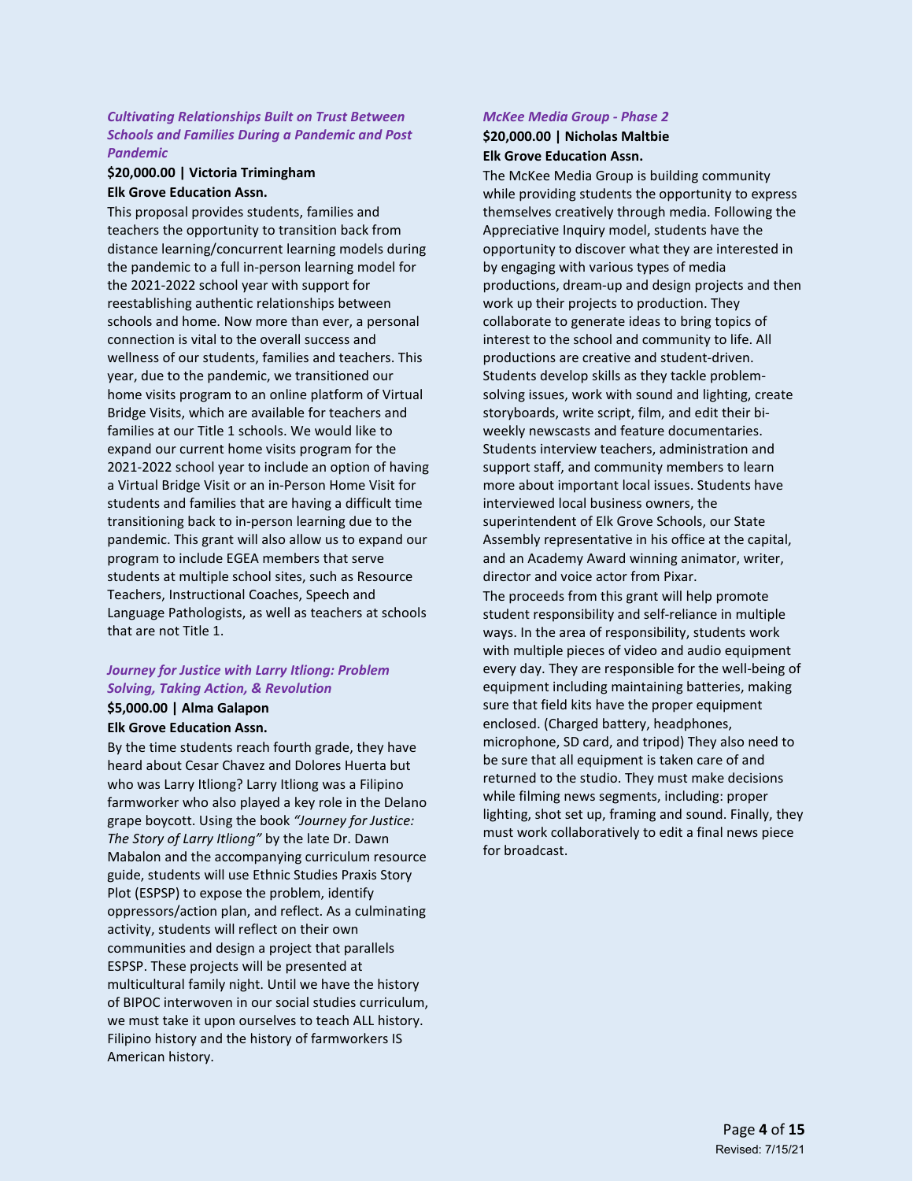### *Cultivating Relationships Built on Trust Between Schools and Families During a Pandemic and Post Pandemic*

**$20,000.00 | Victoria Trimingham**
**Elk Grove Education Assn.**

This proposal provides students, families and teachers the opportunity to transition back from distance learning/concurrent learning models during the pandemic to a full in-person learning model for the 2021-2022 school year with support for reestablishing authentic relationships between schools and home. Now more than ever, a personal connection is vital to the overall success and wellness of our students, families and teachers. This year, due to the pandemic, we transitioned our home visits program to an online platform of Virtual Bridge Visits, which are available for teachers and families at our Title 1 schools. We would like to expand our current home visits program for the 2021-2022 school year to include an option of having a Virtual Bridge Visit or an in-Person Home Visit for students and families that are having a difficult time transitioning back to in-person learning due to the pandemic. This grant will also allow us to expand our program to include EGEA members that serve students at multiple school sites, such as Resource Teachers, Instructional Coaches, Speech and Language Pathologists, as well as teachers at schools that are not Title 1.

### *Journey for Justice with Larry Itliong: Problem Solving, Taking Action, & Revolution*

**$5,000.00 | Alma Galapon**
**Elk Grove Education Assn.**

By the time students reach fourth grade, they have heard about Cesar Chavez and Dolores Huerta but who was Larry Itliong? Larry Itliong was a Filipino farmworker who also played a key role in the Delano grape boycott. Using the book *"Journey for Justice: The Story of Larry Itliong"* by the late Dr. Dawn Mabalon and the accompanying curriculum resource guide, students will use Ethnic Studies Praxis Story Plot (ESPSP) to expose the problem, identify oppressors/action plan, and reflect. As a culminating activity, students will reflect on their own communities and design a project that parallels ESPSP. These projects will be presented at multicultural family night. Until we have the history of BIPOC interwoven in our social studies curriculum, we must take it upon ourselves to teach ALL history. Filipino history and the history of farmworkers IS American history.

### *McKee Media Group - Phase 2*

**$20,000.00 | Nicholas Maltbie**
**Elk Grove Education Assn.**

The McKee Media Group is building community while providing students the opportunity to express themselves creatively through media. Following the Appreciative Inquiry model, students have the opportunity to discover what they are interested in by engaging with various types of media productions, dream-up and design projects and then work up their projects to production. They collaborate to generate ideas to bring topics of interest to the school and community to life. All productions are creative and student-driven. Students develop skills as they tackle problem-solving issues, work with sound and lighting, create storyboards, write script, film, and edit their bi-weekly newscasts and feature documentaries. Students interview teachers, administration and support staff, and community members to learn more about important local issues. Students have interviewed local business owners, the superintendent of Elk Grove Schools, our State Assembly representative in his office at the capital, and an Academy Award winning animator, writer, director and voice actor from Pixar.

The proceeds from this grant will help promote student responsibility and self-reliance in multiple ways. In the area of responsibility, students work with multiple pieces of video and audio equipment every day. They are responsible for the well-being of equipment including maintaining batteries, making sure that field kits have the proper equipment enclosed. (Charged battery, headphones, microphone, SD card, and tripod) They also need to be sure that all equipment is taken care of and returned to the studio. They must make decisions while filming news segments, including: proper lighting, shot set up, framing and sound. Finally, they must work collaboratively to edit a final news piece for broadcast.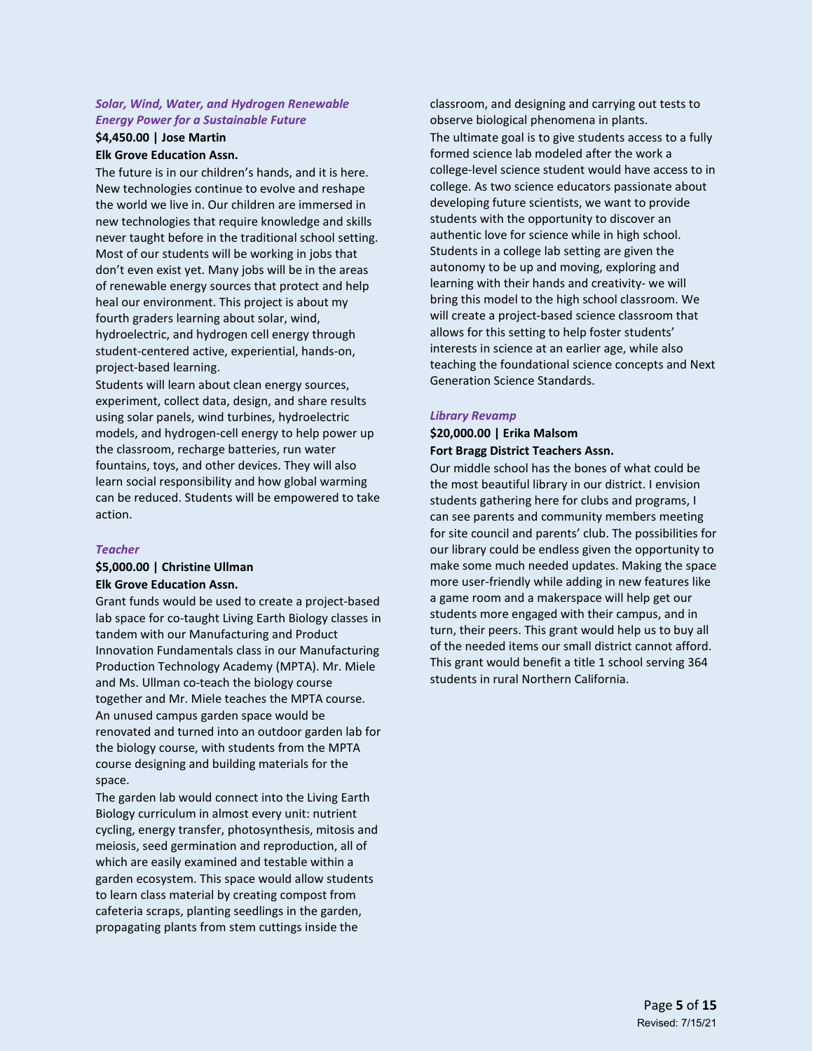### *Solar, Wind, Water, and Hydrogen Renewable Energy Power for a Sustainable Future*

**$4,450.00 | Jose Martin**
**Elk Grove Education Assn.**

The future is in our children's hands, and it is here. New technologies continue to evolve and reshape the world we live in. Our children are immersed in new technologies that require knowledge and skills never taught before in the traditional school setting. Most of our students will be working in jobs that don't even exist yet. Many jobs will be in the areas of renewable energy sources that protect and help heal our environment. This project is about my fourth graders learning about solar, wind, hydroelectric, and hydrogen cell energy through student-centered active, experiential, hands-on, project-based learning.

Students will learn about clean energy sources, experiment, collect data, design, and share results using solar panels, wind turbines, hydroelectric models, and hydrogen-cell energy to help power up the classroom, recharge batteries, run water fountains, toys, and other devices. They will also learn social responsibility and how global warming can be reduced. Students will be empowered to take action.

### *Teacher*

**$5,000.00 | Christine Ullman**
**Elk Grove Education Assn.**

Grant funds would be used to create a project-based lab space for co-taught Living Earth Biology classes in tandem with our Manufacturing and Product Innovation Fundamentals class in our Manufacturing Production Technology Academy (MPTA). Mr. Miele and Ms. Ullman co-teach the biology course together and Mr. Miele teaches the MPTA course. An unused campus garden space would be renovated and turned into an outdoor garden lab for the biology course, with students from the MPTA course designing and building materials for the space.

The garden lab would connect into the Living Earth Biology curriculum in almost every unit: nutrient cycling, energy transfer, photosynthesis, mitosis and meiosis, seed germination and reproduction, all of which are easily examined and testable within a garden ecosystem. This space would allow students to learn class material by creating compost from cafeteria scraps, planting seedlings in the garden, propagating plants from stem cuttings inside the classroom, and designing and carrying out tests to observe biological phenomena in plants.

The ultimate goal is to give students access to a fully formed science lab modeled after the work a college-level science student would have access to in college. As two science educators passionate about developing future scientists, we want to provide students with the opportunity to discover an authentic love for science while in high school. Students in a college lab setting are given the autonomy to be up and moving, exploring and learning with their hands and creativity- we will bring this model to the high school classroom. We will create a project-based science classroom that allows for this setting to help foster students' interests in science at an earlier age, while also teaching the foundational science concepts and Next Generation Science Standards.

### *Library Revamp*

**$20,000.00 | Erika Malsom**
**Fort Bragg District Teachers Assn.**

Our middle school has the bones of what could be the most beautiful library in our district. I envision students gathering here for clubs and programs, I can see parents and community members meeting for site council and parents' club. The possibilities for our library could be endless given the opportunity to make some much needed updates. Making the space more user-friendly while adding in new features like a game room and a makerspace will help get our students more engaged with their campus, and in turn, their peers. This grant would help us to buy all of the needed items our small district cannot afford. This grant would benefit a title 1 school serving 364 students in rural Northern California.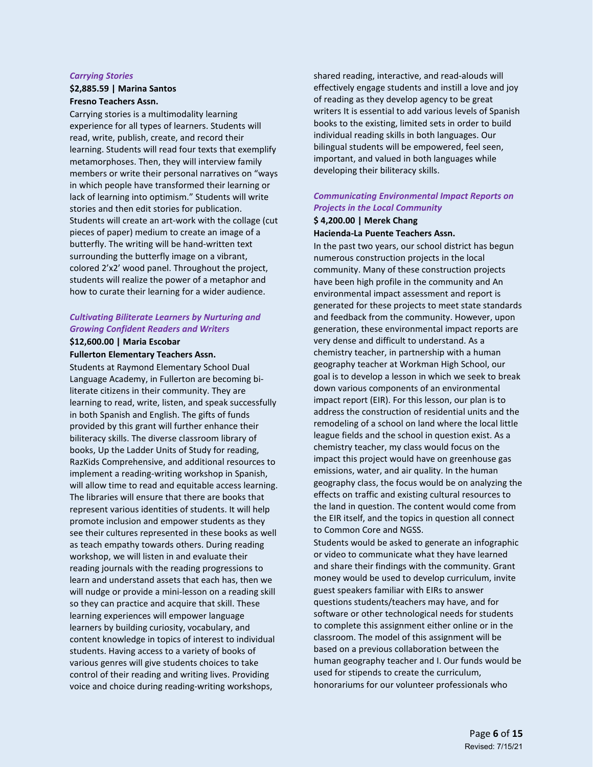### *Carrying Stories*

**$2,885.59 | Marina Santos**
**Fresno Teachers Assn.**

Carrying stories is a multimodality learning experience for all types of learners. Students will read, write, publish, create, and record their learning. Students will read four texts that exemplify metamorphoses. Then, they will interview family members or write their personal narratives on "ways in which people have transformed their learning or lack of learning into optimism." Students will write stories and then edit stories for publication. Students will create an art-work with the collage (cut pieces of paper) medium to create an image of a butterfly. The writing will be hand-written text surrounding the butterfly image on a vibrant, colored 2'x2' wood panel. Throughout the project, students will realize the power of a metaphor and how to curate their learning for a wider audience.

### *Cultivating Biliterate Learners by Nurturing and Growing Confident Readers and Writers*

**$12,600.00 | Maria Escobar**
**Fullerton Elementary Teachers Assn.**

Students at Raymond Elementary School Dual Language Academy, in Fullerton are becoming bi-literate citizens in their community. They are learning to read, write, listen, and speak successfully in both Spanish and English. The gifts of funds provided by this grant will further enhance their biliteracy skills. The diverse classroom library of books, Up the Ladder Units of Study for reading, RazKids Comprehensive, and additional resources to implement a reading-writing workshop in Spanish, will allow time to read and equitable access learning. The libraries will ensure that there are books that represent various identities of students. It will help promote inclusion and empower students as they see their cultures represented in these books as well as teach empathy towards others. During reading workshop, we will listen in and evaluate their reading journals with the reading progressions to learn and understand assets that each has, then we will nudge or provide a mini-lesson on a reading skill so they can practice and acquire that skill. These learning experiences will empower language learners by building curiosity, vocabulary, and content knowledge in topics of interest to individual students. Having access to a variety of books of various genres will give students choices to take control of their reading and writing lives. Providing voice and choice during reading-writing workshops, shared reading, interactive, and read-alouds will effectively engage students and instill a love and joy of reading as they develop agency to be great writers It is essential to add various levels of Spanish books to the existing, limited sets in order to build individual reading skills in both languages. Our bilingual students will be empowered, feel seen, important, and valued in both languages while developing their biliteracy skills.

### *Communicating Environmental Impact Reports on Projects in the Local Community*

**$ 4,200.00 | Merek Chang**
**Hacienda-La Puente Teachers Assn.**

In the past two years, our school district has begun numerous construction projects in the local community. Many of these construction projects have been high profile in the community and An environmental impact assessment and report is generated for these projects to meet state standards and feedback from the community. However, upon generation, these environmental impact reports are very dense and difficult to understand. As a chemistry teacher, in partnership with a human geography teacher at Workman High School, our goal is to develop a lesson in which we seek to break down various components of an environmental impact report (EIR). For this lesson, our plan is to address the construction of residential units and the remodeling of a school on land where the local little league fields and the school in question exist. As a chemistry teacher, my class would focus on the impact this project would have on greenhouse gas emissions, water, and air quality. In the human geography class, the focus would be on analyzing the effects on traffic and existing cultural resources to the land in question. The content would come from the EIR itself, and the topics in question all connect to Common Core and NGSS.

Students would be asked to generate an infographic or video to communicate what they have learned and share their findings with the community. Grant money would be used to develop curriculum, invite guest speakers familiar with EIRs to answer questions students/teachers may have, and for software or other technological needs for students to complete this assignment either online or in the classroom. The model of this assignment will be based on a previous collaboration between the human geography teacher and I. Our funds would be used for stipends to create the curriculum, honorariums for our volunteer professionals who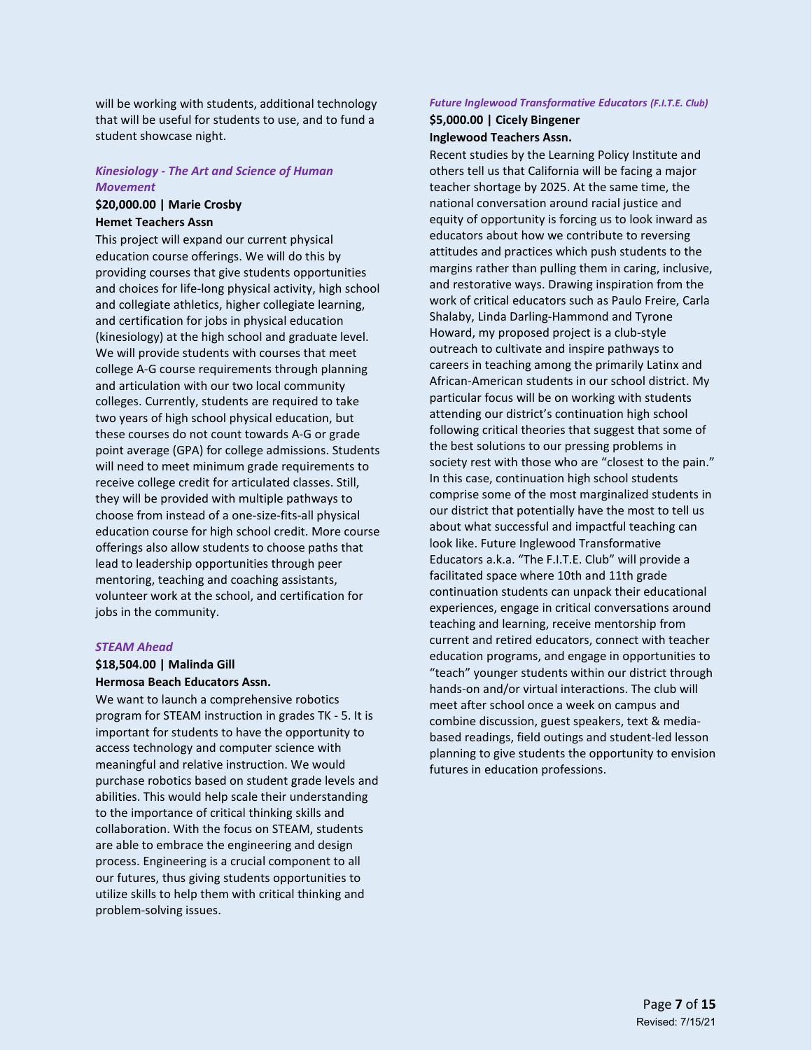will be working with students, additional technology that will be useful for students to use, and to fund a student showcase night.

### *Kinesiology - The Art and Science of Human Movement*

**$20,000.00 | Marie Crosby**
**Hemet Teachers Assn**

This project will expand our current physical education course offerings. We will do this by providing courses that give students opportunities and choices for life-long physical activity, high school and collegiate athletics, higher collegiate learning, and certification for jobs in physical education (kinesiology) at the high school and graduate level. We will provide students with courses that meet college A-G course requirements through planning and articulation with our two local community colleges. Currently, students are required to take two years of high school physical education, but these courses do not count towards A-G or grade point average (GPA) for college admissions. Students will need to meet minimum grade requirements to receive college credit for articulated classes. Still, they will be provided with multiple pathways to choose from instead of a one-size-fits-all physical education course for high school credit. More course offerings also allow students to choose paths that lead to leadership opportunities through peer mentoring, teaching and coaching assistants, volunteer work at the school, and certification for jobs in the community.

### *STEAM Ahead*

**$18,504.00 | Malinda Gill**
**Hermosa Beach Educators Assn.**

We want to launch a comprehensive robotics program for STEAM instruction in grades TK - 5. It is important for students to have the opportunity to access technology and computer science with meaningful and relative instruction. We would purchase robotics based on student grade levels and abilities. This would help scale their understanding to the importance of critical thinking skills and collaboration. With the focus on STEAM, students are able to embrace the engineering and design process. Engineering is a crucial component to all our futures, thus giving students opportunities to utilize skills to help them with critical thinking and problem-solving issues.

### *Future Inglewood Transformative Educators (F.I.T.E. Club)*

**$5,000.00 | Cicely Bingener**
**Inglewood Teachers Assn.**

Recent studies by the Learning Policy Institute and others tell us that California will be facing a major teacher shortage by 2025. At the same time, the national conversation around racial justice and equity of opportunity is forcing us to look inward as educators about how we contribute to reversing attitudes and practices which push students to the margins rather than pulling them in caring, inclusive, and restorative ways. Drawing inspiration from the work of critical educators such as Paulo Freire, Carla Shalaby, Linda Darling-Hammond and Tyrone Howard, my proposed project is a club-style outreach to cultivate and inspire pathways to careers in teaching among the primarily Latinx and African-American students in our school district. My particular focus will be on working with students attending our district's continuation high school following critical theories that suggest that some of the best solutions to our pressing problems in society rest with those who are "closest to the pain." In this case, continuation high school students comprise some of the most marginalized students in our district that potentially have the most to tell us about what successful and impactful teaching can look like. Future Inglewood Transformative Educators a.k.a. "The F.I.T.E. Club" will provide a facilitated space where 10th and 11th grade continuation students can unpack their educational experiences, engage in critical conversations around teaching and learning, receive mentorship from current and retired educators, connect with teacher education programs, and engage in opportunities to "teach" younger students within our district through hands-on and/or virtual interactions. The club will meet after school once a week on campus and combine discussion, guest speakers, text & media-based readings, field outings and student-led lesson planning to give students the opportunity to envision futures in education professions.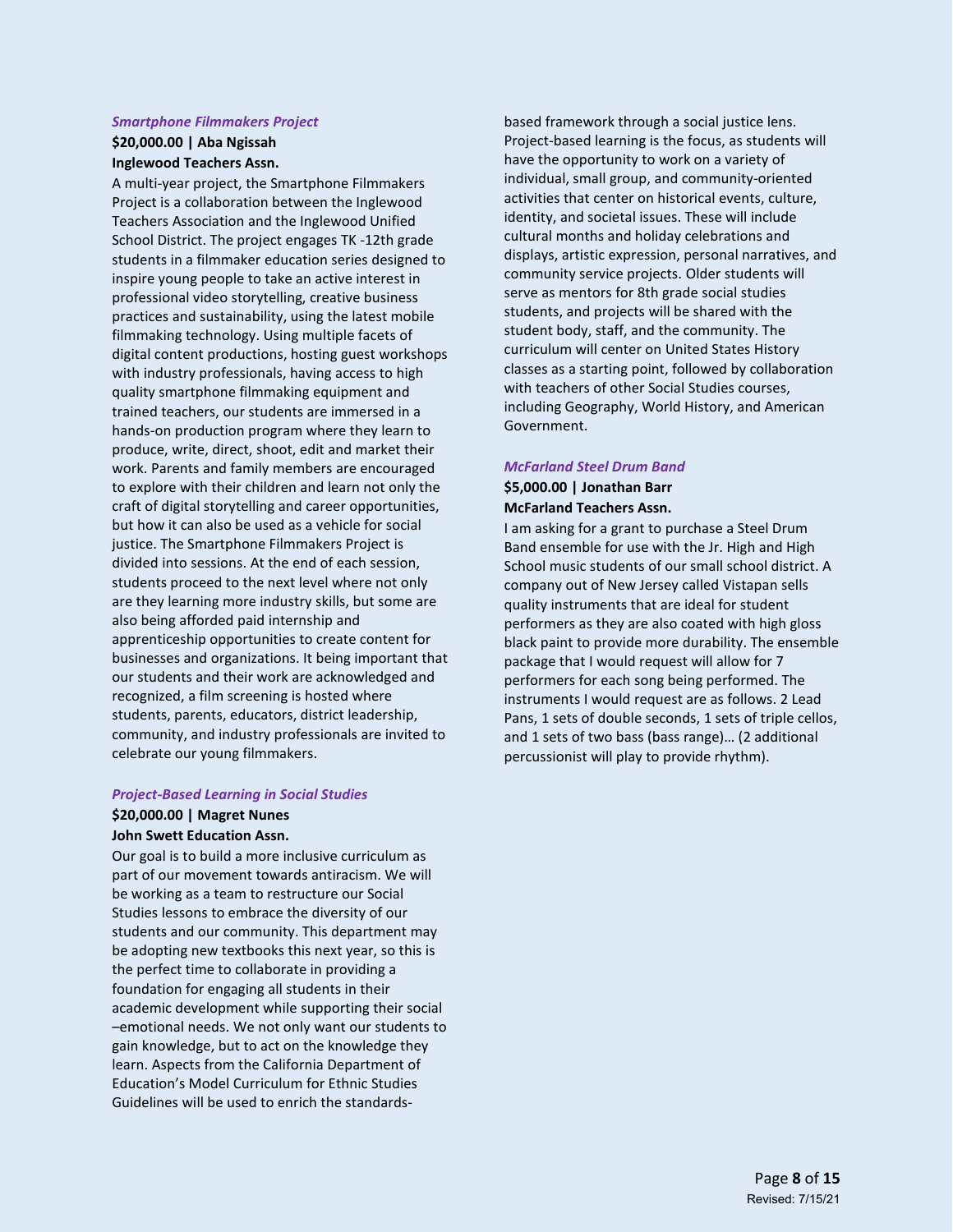### *Smartphone Filmmakers Project*

**$20,000.00 | Aba Ngissah**
**Inglewood Teachers Assn.**

A multi-year project, the Smartphone Filmmakers Project is a collaboration between the Inglewood Teachers Association and the Inglewood Unified School District. The project engages TK -12th grade students in a filmmaker education series designed to inspire young people to take an active interest in professional video storytelling, creative business practices and sustainability, using the latest mobile filmmaking technology. Using multiple facets of digital content productions, hosting guest workshops with industry professionals, having access to high quality smartphone filmmaking equipment and trained teachers, our students are immersed in a hands-on production program where they learn to produce, write, direct, shoot, edit and market their work. Parents and family members are encouraged to explore with their children and learn not only the craft of digital storytelling and career opportunities, but how it can also be used as a vehicle for social justice. The Smartphone Filmmakers Project is divided into sessions. At the end of each session, students proceed to the next level where not only are they learning more industry skills, but some are also being afforded paid internship and apprenticeship opportunities to create content for businesses and organizations. It being important that our students and their work are acknowledged and recognized, a film screening is hosted where students, parents, educators, district leadership, community, and industry professionals are invited to celebrate our young filmmakers.

### *Project-Based Learning in Social Studies*

**$20,000.00 | Magret Nunes**
**John Swett Education Assn.**

Our goal is to build a more inclusive curriculum as part of our movement towards antiracism. We will be working as a team to restructure our Social Studies lessons to embrace the diversity of our students and our community. This department may be adopting new textbooks this next year, so this is the perfect time to collaborate in providing a foundation for engaging all students in their academic development while supporting their social –emotional needs. We not only want our students to gain knowledge, but to act on the knowledge they learn. Aspects from the California Department of Education's Model Curriculum for Ethnic Studies Guidelines will be used to enrich the standards-based framework through a social justice lens. Project-based learning is the focus, as students will have the opportunity to work on a variety of individual, small group, and community-oriented activities that center on historical events, culture, identity, and societal issues. These will include cultural months and holiday celebrations and displays, artistic expression, personal narratives, and community service projects. Older students will serve as mentors for 8th grade social studies students, and projects will be shared with the student body, staff, and the community. The curriculum will center on United States History classes as a starting point, followed by collaboration with teachers of other Social Studies courses, including Geography, World History, and American Government.

### *McFarland Steel Drum Band*

**$5,000.00 | Jonathan Barr**
**McFarland Teachers Assn.**

I am asking for a grant to purchase a Steel Drum Band ensemble for use with the Jr. High and High School music students of our small school district. A company out of New Jersey called Vistapan sells quality instruments that are ideal for student performers as they are also coated with high gloss black paint to provide more durability. The ensemble package that I would request will allow for 7 performers for each song being performed. The instruments I would request are as follows. 2 Lead Pans, 1 sets of double seconds, 1 sets of triple cellos, and 1 sets of two bass (bass range)… (2 additional percussionist will play to provide rhythm).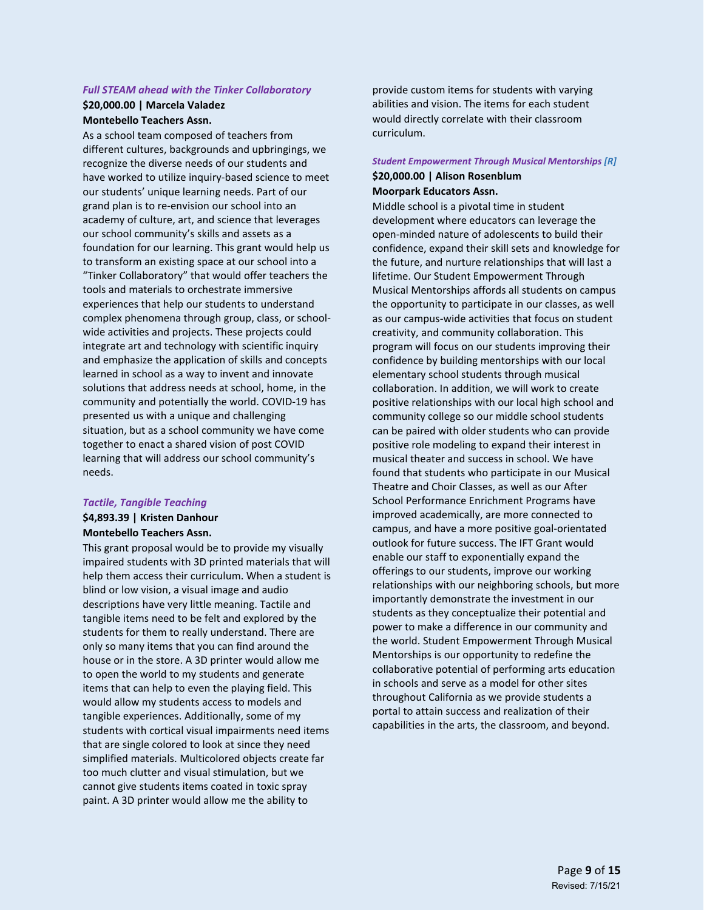### *Full STEAM ahead with the Tinker Collaboratory*

**$20,000.00 | Marcela Valadez**
**Montebello Teachers Assn.**

As a school team composed of teachers from different cultures, backgrounds and upbringings, we recognize the diverse needs of our students and have worked to utilize inquiry-based science to meet our students' unique learning needs. Part of our grand plan is to re-envision our school into an academy of culture, art, and science that leverages our school community's skills and assets as a foundation for our learning. This grant would help us to transform an existing space at our school into a "Tinker Collaboratory" that would offer teachers the tools and materials to orchestrate immersive experiences that help our students to understand complex phenomena through group, class, or school-wide activities and projects. These projects could integrate art and technology with scientific inquiry and emphasize the application of skills and concepts learned in school as a way to invent and innovate solutions that address needs at school, home, in the community and potentially the world. COVID-19 has presented us with a unique and challenging situation, but as a school community we have come together to enact a shared vision of post COVID learning that will address our school community's needs.

### *Tactile, Tangible Teaching*

**$4,893.39 | Kristen Danhour**
**Montebello Teachers Assn.**

This grant proposal would be to provide my visually impaired students with 3D printed materials that will help them access their curriculum. When a student is blind or low vision, a visual image and audio descriptions have very little meaning. Tactile and tangible items need to be felt and explored by the students for them to really understand. There are only so many items that you can find around the house or in the store. A 3D printer would allow me to open the world to my students and generate items that can help to even the playing field. This would allow my students access to models and tangible experiences. Additionally, some of my students with cortical visual impairments need items that are single colored to look at since they need simplified materials. Multicolored objects create far too much clutter and visual stimulation, but we cannot give students items coated in toxic spray paint. A 3D printer would allow me the ability to provide custom items for students with varying abilities and vision. The items for each student would directly correlate with their classroom curriculum.

### *Student Empowerment Through Musical Mentorships [R]*

**$20,000.00 | Alison Rosenblum**
**Moorpark Educators Assn.**

Middle school is a pivotal time in student development where educators can leverage the open-minded nature of adolescents to build their confidence, expand their skill sets and knowledge for the future, and nurture relationships that will last a lifetime. Our Student Empowerment Through Musical Mentorships affords all students on campus the opportunity to participate in our classes, as well as our campus-wide activities that focus on student creativity, and community collaboration. This program will focus on our students improving their confidence by building mentorships with our local elementary school students through musical collaboration. In addition, we will work to create positive relationships with our local high school and community college so our middle school students can be paired with older students who can provide positive role modeling to expand their interest in musical theater and success in school. We have found that students who participate in our Musical Theatre and Choir Classes, as well as our After School Performance Enrichment Programs have improved academically, are more connected to campus, and have a more positive goal-orientated outlook for future success. The IFT Grant would enable our staff to exponentially expand the offerings to our students, improve our working relationships with our neighboring schools, but more importantly demonstrate the investment in our students as they conceptualize their potential and power to make a difference in our community and the world. Student Empowerment Through Musical Mentorships is our opportunity to redefine the collaborative potential of performing arts education in schools and serve as a model for other sites throughout California as we provide students a portal to attain success and realization of their capabilities in the arts, the classroom, and beyond.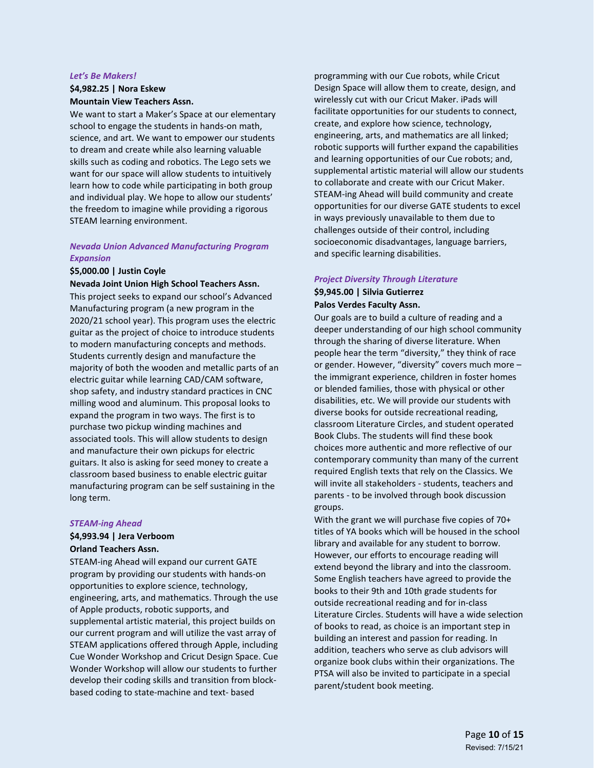### *Let's Be Makers!*

**$4,982.25 | Nora Eskew**
**Mountain View Teachers Assn.**

We want to start a Maker's Space at our elementary school to engage the students in hands-on math, science, and art. We want to empower our students to dream and create while also learning valuable skills such as coding and robotics. The Lego sets we want for our space will allow students to intuitively learn how to code while participating in both group and individual play. We hope to allow our students' the freedom to imagine while providing a rigorous STEAM learning environment.

### *Nevada Union Advanced Manufacturing Program Expansion*

**$5,000.00 | Justin Coyle**
**Nevada Joint Union High School Teachers Assn.**

This project seeks to expand our school's Advanced Manufacturing program (a new program in the 2020/21 school year). This program uses the electric guitar as the project of choice to introduce students to modern manufacturing concepts and methods. Students currently design and manufacture the majority of both the wooden and metallic parts of an electric guitar while learning CAD/CAM software, shop safety, and industry standard practices in CNC milling wood and aluminum. This proposal looks to expand the program in two ways. The first is to purchase two pickup winding machines and associated tools. This will allow students to design and manufacture their own pickups for electric guitars. It also is asking for seed money to create a classroom based business to enable electric guitar manufacturing program can be self sustaining in the long term.

### *STEAM-ing Ahead*

**$4,993.94 | Jera Verboom**
**Orland Teachers Assn.**

STEAM-ing Ahead will expand our current GATE program by providing our students with hands-on opportunities to explore science, technology, engineering, arts, and mathematics. Through the use of Apple products, robotic supports, and supplemental artistic material, this project builds on our current program and will utilize the vast array of STEAM applications offered through Apple, including Cue Wonder Workshop and Cricut Design Space. Cue Wonder Workshop will allow our students to further develop their coding skills and transition from block-based coding to state-machine and text- based programming with our Cue robots, while Cricut Design Space will allow them to create, design, and wirelessly cut with our Cricut Maker. iPads will facilitate opportunities for our students to connect, create, and explore how science, technology, engineering, arts, and mathematics are all linked; robotic supports will further expand the capabilities and learning opportunities of our Cue robots; and, supplemental artistic material will allow our students to collaborate and create with our Cricut Maker. STEAM-ing Ahead will build community and create opportunities for our diverse GATE students to excel in ways previously unavailable to them due to challenges outside of their control, including socioeconomic disadvantages, language barriers, and specific learning disabilities.

### *Project Diversity Through Literature*

**$9,945.00 | Silvia Gutierrez**
**Palos Verdes Faculty Assn.**

Our goals are to build a culture of reading and a deeper understanding of our high school community through the sharing of diverse literature. When people hear the term "diversity," they think of race or gender. However, "diversity" covers much more – the immigrant experience, children in foster homes or blended families, those with physical or other disabilities, etc. We will provide our students with diverse books for outside recreational reading, classroom Literature Circles, and student operated Book Clubs. The students will find these book choices more authentic and more reflective of our contemporary community than many of the current required English texts that rely on the Classics. We will invite all stakeholders - students, teachers and parents - to be involved through book discussion groups.

With the grant we will purchase five copies of 70+ titles of YA books which will be housed in the school library and available for any student to borrow. However, our efforts to encourage reading will extend beyond the library and into the classroom. Some English teachers have agreed to provide the books to their 9th and 10th grade students for outside recreational reading and for in-class Literature Circles. Students will have a wide selection of books to read, as choice is an important step in building an interest and passion for reading. In addition, teachers who serve as club advisors will organize book clubs within their organizations. The PTSA will also be invited to participate in a special parent/student book meeting.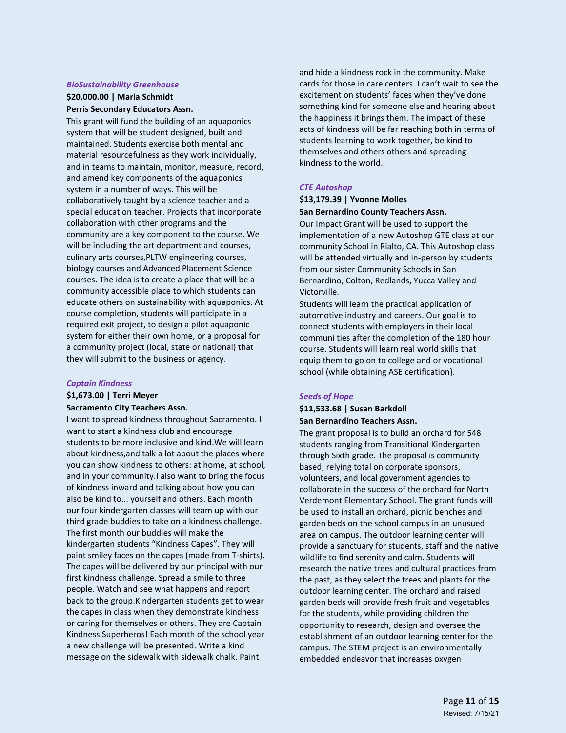***BioSustainability Greenhouse***

**$20,000.00 | Maria Schmidt**

**Perris Secondary Educators Assn.**

This grant will fund the building of an aquaponics system that will be student designed, built and maintained. Students exercise both mental and material resourcefulness as they work individually, and in teams to maintain, monitor, measure, record, and amend key components of the aquaponics system in a number of ways. This will be collaboratively taught by a science teacher and a special education teacher. Projects that incorporate collaboration with other programs and the community are a key component to the course. We will be including the art department and courses, culinary arts courses,PLTW engineering courses, biology courses and Advanced Placement Science courses. The idea is to create a place that will be a community accessible place to which students can educate others on sustainability with aquaponics. At course completion, students will participate in a required exit project, to design a pilot aquaponic system for either their own home, or a proposal for a community project (local, state or national) that they will submit to the business or agency.

***Captain Kindness***

**$1,673.00 | Terri Meyer**

**Sacramento City Teachers Assn.**

I want to spread kindness throughout Sacramento. I want to start a kindness club and encourage students to be more inclusive and kind.We will learn about kindness,and talk a lot about the places where you can show kindness to others: at home, at school, and in your community.I also want to bring the focus of kindness inward and talking about how you can also be kind to... yourself and others. Each month our four kindergarten classes will team up with our third grade buddies to take on a kindness challenge. The first month our buddies will make the kindergarten students "Kindness Capes". They will paint smiley faces on the capes (made from T-shirts). The capes will be delivered by our principal with our first kindness challenge. Spread a smile to three people. Watch and see what happens and report back to the group.Kindergarten students get to wear the capes in class when they demonstrate kindness or caring for themselves or others. They are Captain Kindness Superheros! Each month of the school year a new challenge will be presented. Write a kind message on the sidewalk with sidewalk chalk. Paint and hide a kindness rock in the community. Make cards for those in care centers. I can't wait to see the excitement on students' faces when they've done something kind for someone else and hearing about the happiness it brings them. The impact of these acts of kindness will be far reaching both in terms of students learning to work together, be kind to themselves and others others and spreading kindness to the world.

***CTE Autoshop***

**$13,179.39 | Yvonne Molles**

**San Bernardino County Teachers Assn.**

Our Impact Grant will be used to support the implementation of a new Autoshop GTE class at our community School in Rialto, CA. This Autoshop class will be attended virtually and in-person by students from our sister Community Schools in San Bernardino, Colton, Redlands, Yucca Valley and Victorville.

Students will learn the practical application of automotive industry and careers. Our goal is to connect students with employers in their local communi ties after the completion of the 180 hour course. Students will learn real world skills that equip them to go on to college and or vocational school (while obtaining ASE certification}.

***Seeds of Hope***

**$11,533.68 | Susan Barkdoll**

**San Bernardino Teachers Assn.**

The grant proposal is to build an orchard for 548 students ranging from Transitional Kindergarten through Sixth grade. The proposal is community based, relying total on corporate sponsors, volunteers, and local government agencies to collaborate in the success of the orchard for North Verdemont Elementary School. The grant funds will be used to install an orchard, picnic benches and garden beds on the school campus in an unusued area on campus. The outdoor learning center will provide a sanctuary for students, staff and the native wildlife to find serenity and calm. Students will research the native trees and cultural practices from the past, as they select the trees and plants for the outdoor learning center. The orchard and raised garden beds will provide fresh fruit and vegetables for the students, while providing children the opportunity to research, design and oversee the establishment of an outdoor learning center for the campus. The STEM project is an environmentally embedded endeavor that increases oxygen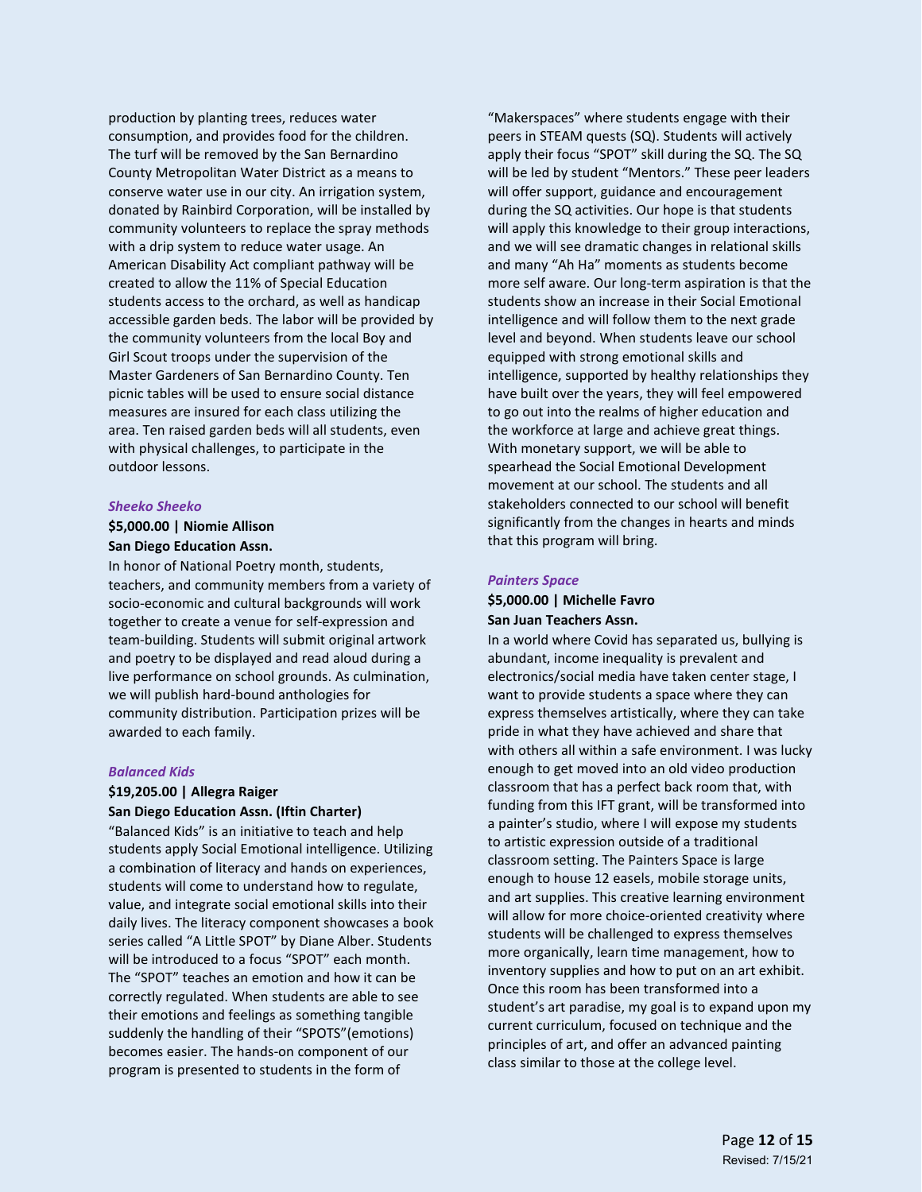production by planting trees, reduces water consumption, and provides food for the children. The turf will be removed by the San Bernardino County Metropolitan Water District as a means to conserve water use in our city. An irrigation system, donated by Rainbird Corporation, will be installed by community volunteers to replace the spray methods with a drip system to reduce water usage. An American Disability Act compliant pathway will be created to allow the 11% of Special Education students access to the orchard, as well as handicap accessible garden beds. The labor will be provided by the community volunteers from the local Boy and Girl Scout troops under the supervision of the Master Gardeners of San Bernardino County. Ten picnic tables will be used to ensure social distance measures are insured for each class utilizing the area. Ten raised garden beds will all students, even with physical challenges, to participate in the outdoor lessons.

### *Sheeko Sheeko*

**$5,000.00 | Niomie Allison**
**San Diego Education Assn.**

In honor of National Poetry month, students, teachers, and community members from a variety of socio-economic and cultural backgrounds will work together to create a venue for self-expression and team-building. Students will submit original artwork and poetry to be displayed and read aloud during a live performance on school grounds. As culmination, we will publish hard-bound anthologies for community distribution. Participation prizes will be awarded to each family.

### *Balanced Kids*

**$19,205.00 | Allegra Raiger**
**San Diego Education Assn. (Iftin Charter)**

"Balanced Kids" is an initiative to teach and help students apply Social Emotional intelligence. Utilizing a combination of literacy and hands on experiences, students will come to understand how to regulate, value, and integrate social emotional skills into their daily lives. The literacy component showcases a book series called "A Little SPOT" by Diane Alber. Students will be introduced to a focus "SPOT" each month. The "SPOT" teaches an emotion and how it can be correctly regulated. When students are able to see their emotions and feelings as something tangible suddenly the handling of their "SPOTS"(emotions) becomes easier. The hands-on component of our program is presented to students in the form of "Makerspaces" where students engage with their peers in STEAM quests (SQ). Students will actively apply their focus "SPOT" skill during the SQ. The SQ will be led by student "Mentors." These peer leaders will offer support, guidance and encouragement during the SQ activities. Our hope is that students will apply this knowledge to their group interactions, and we will see dramatic changes in relational skills and many "Ah Ha" moments as students become more self aware. Our long-term aspiration is that the students show an increase in their Social Emotional intelligence and will follow them to the next grade level and beyond. When students leave our school equipped with strong emotional skills and intelligence, supported by healthy relationships they have built over the years, they will feel empowered to go out into the realms of higher education and the workforce at large and achieve great things. With monetary support, we will be able to spearhead the Social Emotional Development movement at our school. The students and all stakeholders connected to our school will benefit significantly from the changes in hearts and minds that this program will bring.

### *Painters Space*

**$5,000.00 | Michelle Favro**
**San Juan Teachers Assn.**

In a world where Covid has separated us, bullying is abundant, income inequality is prevalent and electronics/social media have taken center stage, I want to provide students a space where they can express themselves artistically, where they can take pride in what they have achieved and share that with others all within a safe environment. I was lucky enough to get moved into an old video production classroom that has a perfect back room that, with funding from this IFT grant, will be transformed into a painter's studio, where I will expose my students to artistic expression outside of a traditional classroom setting. The Painters Space is large enough to house 12 easels, mobile storage units, and art supplies. This creative learning environment will allow for more choice-oriented creativity where students will be challenged to express themselves more organically, learn time management, how to inventory supplies and how to put on an art exhibit. Once this room has been transformed into a student's art paradise, my goal is to expand upon my current curriculum, focused on technique and the principles of art, and offer an advanced painting class similar to those at the college level.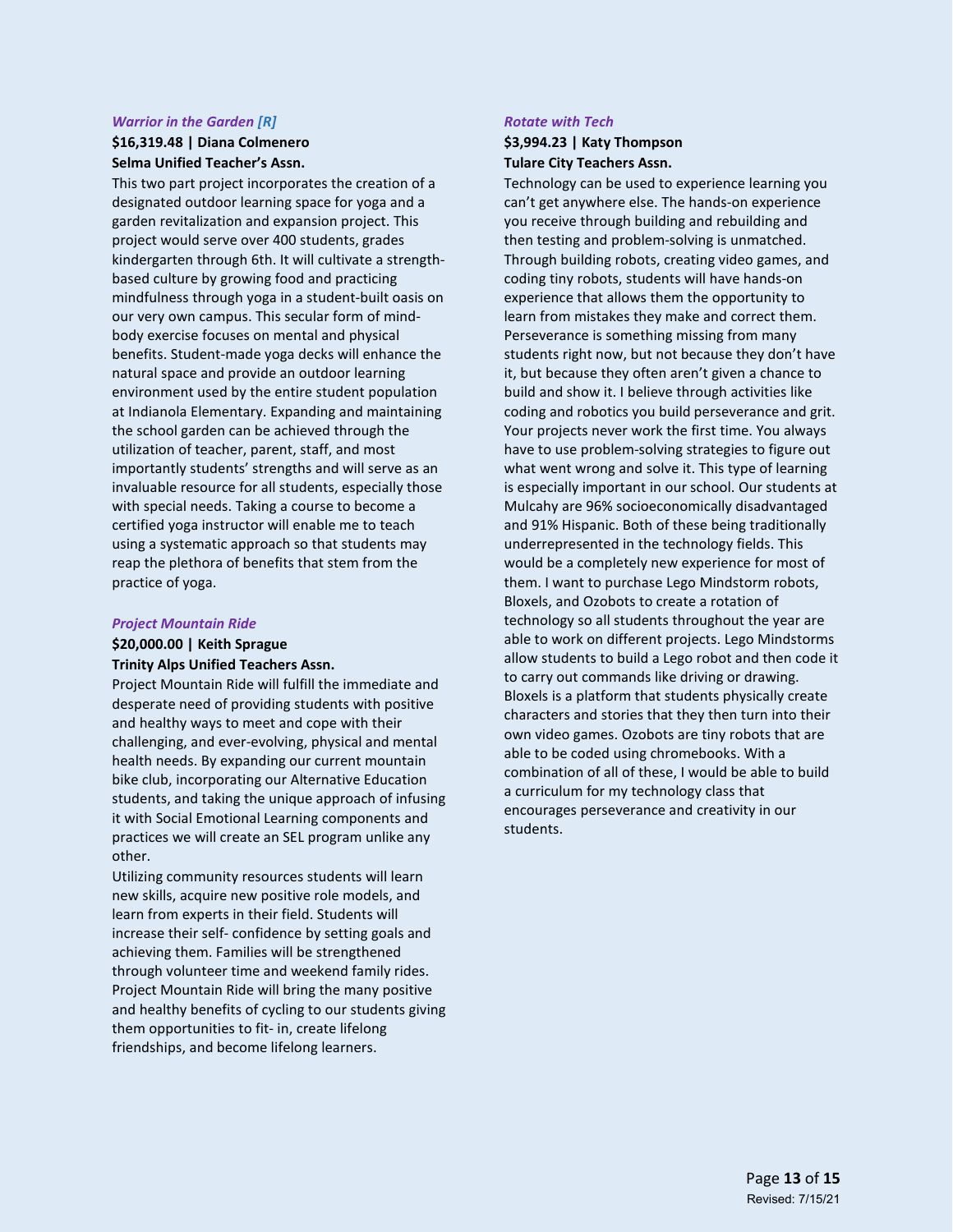### *Warrior in the Garden [R]*

**$16,319.48 | Diana Colmenero**
**Selma Unified Teacher's Assn.**

This two part project incorporates the creation of a designated outdoor learning space for yoga and a garden revitalization and expansion project. This project would serve over 400 students, grades kindergarten through 6th. It will cultivate a strength-based culture by growing food and practicing mindfulness through yoga in a student-built oasis on our very own campus. This secular form of mind-body exercise focuses on mental and physical benefits. Student-made yoga decks will enhance the natural space and provide an outdoor learning environment used by the entire student population at Indianola Elementary. Expanding and maintaining the school garden can be achieved through the utilization of teacher, parent, staff, and most importantly students' strengths and will serve as an invaluable resource for all students, especially those with special needs. Taking a course to become a certified yoga instructor will enable me to teach using a systematic approach so that students may reap the plethora of benefits that stem from the practice of yoga.

### *Project Mountain Ride*

**$20,000.00 | Keith Sprague**
**Trinity Alps Unified Teachers Assn.**

Project Mountain Ride will fulfill the immediate and desperate need of providing students with positive and healthy ways to meet and cope with their challenging, and ever-evolving, physical and mental health needs. By expanding our current mountain bike club, incorporating our Alternative Education students, and taking the unique approach of infusing it with Social Emotional Learning components and practices we will create an SEL program unlike any other.

Utilizing community resources students will learn new skills, acquire new positive role models, and learn from experts in their field. Students will increase their self- confidence by setting goals and achieving them. Families will be strengthened through volunteer time and weekend family rides. Project Mountain Ride will bring the many positive and healthy benefits of cycling to our students giving them opportunities to fit- in, create lifelong friendships, and become lifelong learners.

### *Rotate with Tech*

**$3,994.23 | Katy Thompson**
**Tulare City Teachers Assn.**

Technology can be used to experience learning you can't get anywhere else. The hands-on experience you receive through building and rebuilding and then testing and problem-solving is unmatched. Through building robots, creating video games, and coding tiny robots, students will have hands-on experience that allows them the opportunity to learn from mistakes they make and correct them. Perseverance is something missing from many students right now, but not because they don't have it, but because they often aren't given a chance to build and show it. I believe through activities like coding and robotics you build perseverance and grit. Your projects never work the first time. You always have to use problem-solving strategies to figure out what went wrong and solve it. This type of learning is especially important in our school. Our students at Mulcahy are 96% socioeconomically disadvantaged and 91% Hispanic. Both of these being traditionally underrepresented in the technology fields. This would be a completely new experience for most of them. I want to purchase Lego Mindstorm robots, Bloxels, and Ozobots to create a rotation of technology so all students throughout the year are able to work on different projects. Lego Mindstorms allow students to build a Lego robot and then code it to carry out commands like driving or drawing. Bloxels is a platform that students physically create characters and stories that they then turn into their own video games. Ozobots are tiny robots that are able to be coded using chromebooks. With a combination of all of these, I would be able to build a curriculum for my technology class that encourages perseverance and creativity in our students.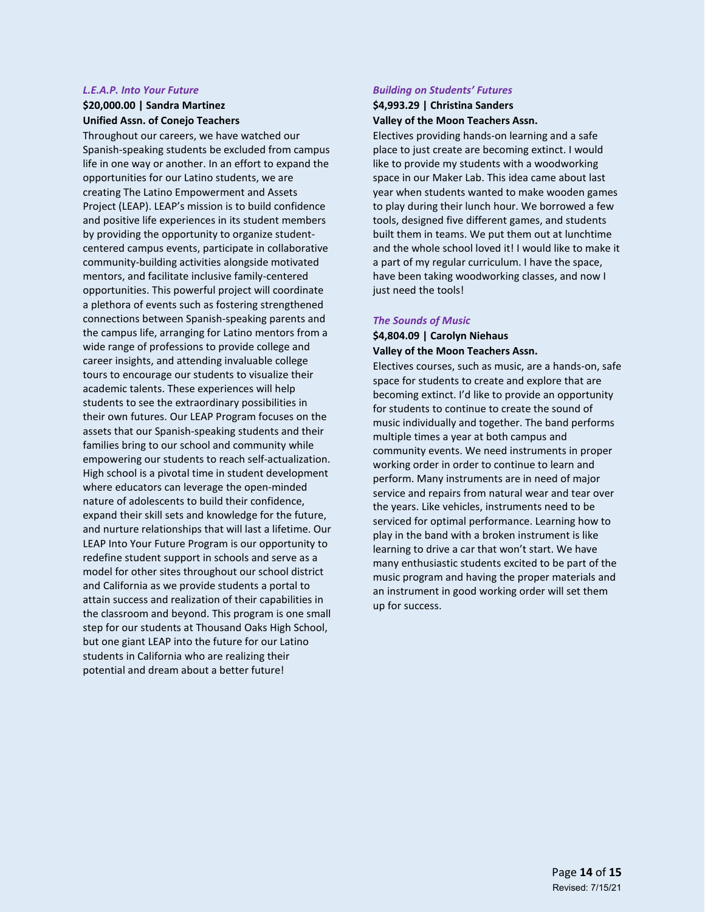### *L.E.A.P. Into Your Future*

**$20,000.00 | Sandra Martinez**
**Unified Assn. of Conejo Teachers**

Throughout our careers, we have watched our Spanish-speaking students be excluded from campus life in one way or another. In an effort to expand the opportunities for our Latino students, we are creating The Latino Empowerment and Assets Project (LEAP). LEAP's mission is to build confidence and positive life experiences in its student members by providing the opportunity to organize student-centered campus events, participate in collaborative community-building activities alongside motivated mentors, and facilitate inclusive family-centered opportunities. This powerful project will coordinate a plethora of events such as fostering strengthened connections between Spanish-speaking parents and the campus life, arranging for Latino mentors from a wide range of professions to provide college and career insights, and attending invaluable college tours to encourage our students to visualize their academic talents. These experiences will help students to see the extraordinary possibilities in their own futures. Our LEAP Program focuses on the assets that our Spanish-speaking students and their families bring to our school and community while empowering our students to reach self-actualization. High school is a pivotal time in student development where educators can leverage the open-minded nature of adolescents to build their confidence, expand their skill sets and knowledge for the future, and nurture relationships that will last a lifetime. Our LEAP Into Your Future Program is our opportunity to redefine student support in schools and serve as a model for other sites throughout our school district and California as we provide students a portal to attain success and realization of their capabilities in the classroom and beyond. This program is one small step for our students at Thousand Oaks High School, but one giant LEAP into the future for our Latino students in California who are realizing their potential and dream about a better future!

### *Building on Students' Futures*

**$4,993.29 | Christina Sanders**
**Valley of the Moon Teachers Assn.**

Electives providing hands-on learning and a safe place to just create are becoming extinct. I would like to provide my students with a woodworking space in our Maker Lab. This idea came about last year when students wanted to make wooden games to play during their lunch hour. We borrowed a few tools, designed five different games, and students built them in teams. We put them out at lunchtime and the whole school loved it! I would like to make it a part of my regular curriculum. I have the space, have been taking woodworking classes, and now I just need the tools!

### *The Sounds of Music*

**$4,804.09 | Carolyn Niehaus**
**Valley of the Moon Teachers Assn.**

Electives courses, such as music, are a hands-on, safe space for students to create and explore that are becoming extinct. I'd like to provide an opportunity for students to continue to create the sound of music individually and together. The band performs multiple times a year at both campus and community events. We need instruments in proper working order in order to continue to learn and perform. Many instruments are in need of major service and repairs from natural wear and tear over the years. Like vehicles, instruments need to be serviced for optimal performance. Learning how to play in the band with a broken instrument is like learning to drive a car that won't start. We have many enthusiastic students excited to be part of the music program and having the proper materials and an instrument in good working order will set them up for success.

Revised: 7/15/21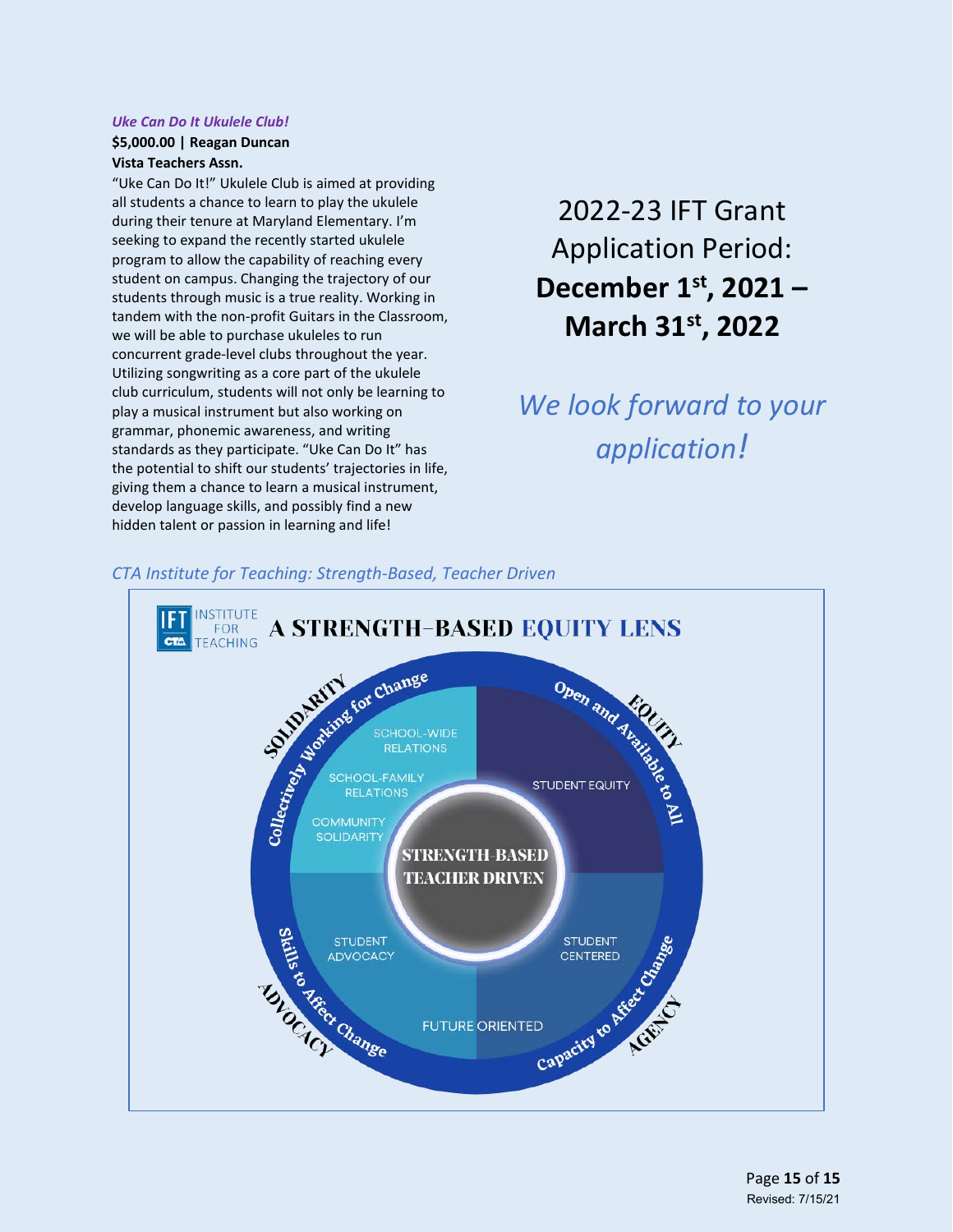*Uke Can Do It Ukulele Club!*

**$5,000.00 | Reagan Duncan**

**Vista Teachers Assn.**

"Uke Can Do It!" Ukulele Club is aimed at providing all students a chance to learn to play the ukulele during their tenure at Maryland Elementary. I'm seeking to expand the recently started ukulele program to allow the capability of reaching every student on campus. Changing the trajectory of our students through music is a true reality. Working in tandem with the non-profit Guitars in the Classroom, we will be able to purchase ukuleles to run concurrent grade-level clubs throughout the year. Utilizing songwriting as a core part of the ukulele club curriculum, students will not only be learning to play a musical instrument but also working on grammar, phonemic awareness, and writing standards as they participate. "Uke Can Do It" has the potential to shift our students' trajectories in life, giving them a chance to learn a musical instrument, develop language skills, and possibly find a new hidden talent or passion in learning and life!

2022-23 IFT Grant Application Period:
**December 1st, 2021 – March 31st, 2022**

*We look forward to your application!*

*CTA Institute for Teaching: Strength-Based, Teacher Driven*

IFT INSTITUTE FOR TEACHING CTA

A STRENGTH-BASED EQUITY LENS

SOLIDARITY Collectively Working for Change

SCHOOL-WIDE RELATIONS

SCHOOL-FAMILY RELATIONS

COMMUNITY SOLIDARITY

EQUITY Open and Available to All

STUDENT EQUITY

STRENGTH-BASED TEACHER DRIVEN

STUDENT ADVOCACY

ADVOCACY Skills to Affect Change

FUTURE ORIENTED

STUDENT CENTERED

AGENCY Capacity to Affect Change

Revised: 7/15/21